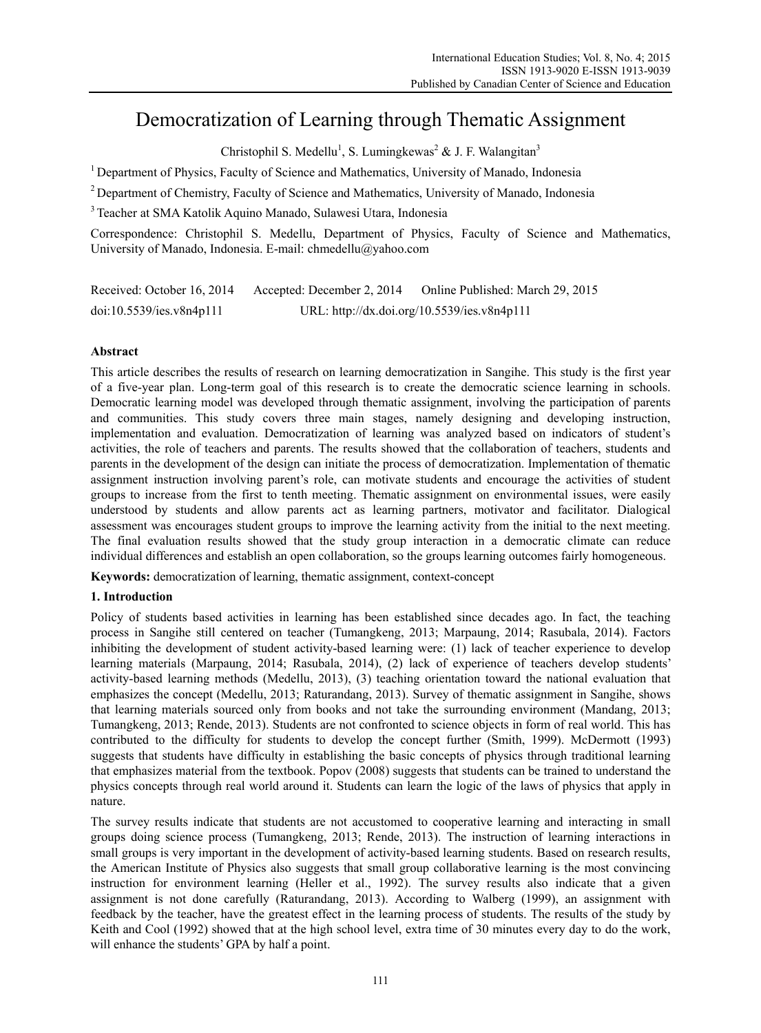# Democratization of Learning through Thematic Assignment

Christophil S. Medellu[1], S. Lumingkewas[2] & J. F. Walangitan[3]

[1] Department of Physics, Faculty of Science and Mathematics, University of Manado, Indonesia

[2] Department of Chemistry, Faculty of Science and Mathematics, University of Manado, Indonesia

[3] Teacher at SMA Katolik Aquino Manado, Sulawesi Utara, Indonesia

Correspondence: Christophil S. Medellu, Department of Physics, Faculty of Science and Mathematics, University of Manado, Indonesia. E-mail: chmedellu@yahoo.com

Received: October 16, 2014 Accepted: December 2, 2014 Online Published: March 29, 2015

doi:10.5539/ies.v8n4p111 URL: http://dx.doi.org/10.5539/ies.v8n4p111

## Abstract

This article describes the results of research on learning democratization in Sangihe. This study is the first year of a five-year plan. Long-term goal of this research is to create the democratic science learning in schools. Democratic learning model was developed through thematic assignment, involving the participation of parents and communities. This study covers three main stages, namely designing and developing instruction, implementation and evaluation. Democratization of learning was analyzed based on indicators of student's activities, the role of teachers and parents. The results showed that the collaboration of teachers, students and parents in the development of the design can initiate the process of democratization. Implementation of thematic assignment instruction involving parent's role, can motivate students and encourage the activities of student groups to increase from the first to tenth meeting. Thematic assignment on environmental issues, were easily understood by students and allow parents act as learning partners, motivator and facilitator. Dialogical assessment was encourages student groups to improve the learning activity from the initial to the next meeting. The final evaluation results showed that the study group interaction in a democratic climate can reduce individual differences and establish an open collaboration, so the groups learning outcomes fairly homogeneous.

**Keywords:** democratization of learning, thematic assignment, context-concept

## 1. Introduction

Policy of students based activities in learning has been established since decades ago. In fact, the teaching process in Sangihe still centered on teacher (Tumangkeng, 2013; Marpaung, 2014; Rasubala, 2014). Factors inhibiting the development of student activity-based learning were: (1) lack of teacher experience to develop learning materials (Marpaung, 2014; Rasubala, 2014), (2) lack of experience of teachers develop students' activity-based learning methods (Medellu, 2013), (3) teaching orientation toward the national evaluation that emphasizes the concept (Medellu, 2013; Raturandang, 2013). Survey of thematic assignment in Sangihe, shows that learning materials sourced only from books and not take the surrounding environment (Mandang, 2013; Tumangkeng, 2013; Rende, 2013). Students are not confronted to science objects in form of real world. This has contributed to the difficulty for students to develop the concept further (Smith, 1999). McDermott (1993) suggests that students have difficulty in establishing the basic concepts of physics through traditional learning that emphasizes material from the textbook. Popov (2008) suggests that students can be trained to understand the physics concepts through real world around it. Students can learn the logic of the laws of physics that apply in nature.

The survey results indicate that students are not accustomed to cooperative learning and interacting in small groups doing science process (Tumangkeng, 2013; Rende, 2013). The instruction of learning interactions in small groups is very important in the development of activity-based learning students. Based on research results, the American Institute of Physics also suggests that small group collaborative learning is the most convincing instruction for environment learning (Heller et al., 1992). The survey results also indicate that a given assignment is not done carefully (Raturandang, 2013). According to Walberg (1999), an assignment with feedback by the teacher, have the greatest effect in the learning process of students. The results of the study by Keith and Cool (1992) showed that at the high school level, extra time of 30 minutes every day to do the work, will enhance the students' GPA by half a point.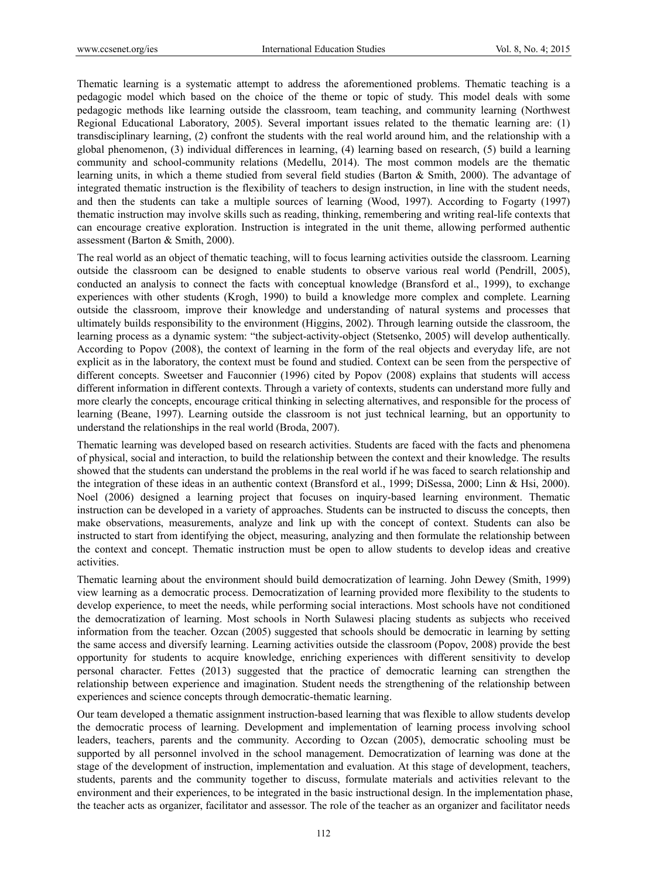Thematic learning is a systematic attempt to address the aforementioned problems. Thematic teaching is a pedagogic model which based on the choice of the theme or topic of study. This model deals with some pedagogic methods like learning outside the classroom, team teaching, and community learning (Northwest Regional Educational Laboratory, 2005). Several important issues related to the thematic learning are: (1) transdisciplinary learning, (2) confront the students with the real world around him, and the relationship with a global phenomenon, (3) individual differences in learning, (4) learning based on research, (5) build a learning community and school-community relations (Medellu, 2014). The most common models are the thematic learning units, in which a theme studied from several field studies (Barton & Smith, 2000). The advantage of integrated thematic instruction is the flexibility of teachers to design instruction, in line with the student needs, and then the students can take a multiple sources of learning (Wood, 1997). According to Fogarty (1997) thematic instruction may involve skills such as reading, thinking, remembering and writing real-life contexts that can encourage creative exploration. Instruction is integrated in the unit theme, allowing performed authentic assessment (Barton & Smith, 2000).

The real world as an object of thematic teaching, will to focus learning activities outside the classroom. Learning outside the classroom can be designed to enable students to observe various real world (Pendrill, 2005), conducted an analysis to connect the facts with conceptual knowledge (Bransford et al., 1999), to exchange experiences with other students (Krogh, 1990) to build a knowledge more complex and complete. Learning outside the classroom, improve their knowledge and understanding of natural systems and processes that ultimately builds responsibility to the environment (Higgins, 2002). Through learning outside the classroom, the learning process as a dynamic system: "the subject-activity-object (Stetsenko, 2005) will develop authentically. According to Popov (2008), the context of learning in the form of the real objects and everyday life, are not explicit as in the laboratory, the context must be found and studied. Context can be seen from the perspective of different concepts. Sweetser and Fauconnier (1996) cited by Popov (2008) explains that students will access different information in different contexts. Through a variety of contexts, students can understand more fully and more clearly the concepts, encourage critical thinking in selecting alternatives, and responsible for the process of learning (Beane, 1997). Learning outside the classroom is not just technical learning, but an opportunity to understand the relationships in the real world (Broda, 2007).

Thematic learning was developed based on research activities. Students are faced with the facts and phenomena of physical, social and interaction, to build the relationship between the context and their knowledge. The results showed that the students can understand the problems in the real world if he was faced to search relationship and the integration of these ideas in an authentic context (Bransford et al., 1999; DiSessa, 2000; Linn & Hsi, 2000). Noel (2006) designed a learning project that focuses on inquiry-based learning environment. Thematic instruction can be developed in a variety of approaches. Students can be instructed to discuss the concepts, then make observations, measurements, analyze and link up with the concept of context. Students can also be instructed to start from identifying the object, measuring, analyzing and then formulate the relationship between the context and concept. Thematic instruction must be open to allow students to develop ideas and creative activities.

Thematic learning about the environment should build democratization of learning. John Dewey (Smith, 1999) view learning as a democratic process. Democratization of learning provided more flexibility to the students to develop experience, to meet the needs, while performing social interactions. Most schools have not conditioned the democratization of learning. Most schools in North Sulawesi placing students as subjects who received information from the teacher. Ozcan (2005) suggested that schools should be democratic in learning by setting the same access and diversify learning. Learning activities outside the classroom (Popov, 2008) provide the best opportunity for students to acquire knowledge, enriching experiences with different sensitivity to develop personal character. Fettes (2013) suggested that the practice of democratic learning can strengthen the relationship between experience and imagination. Student needs the strengthening of the relationship between experiences and science concepts through democratic-thematic learning.

Our team developed a thematic assignment instruction-based learning that was flexible to allow students develop the democratic process of learning. Development and implementation of learning process involving school leaders, teachers, parents and the community. According to Ozcan (2005), democratic schooling must be supported by all personnel involved in the school management. Democratization of learning was done at the stage of the development of instruction, implementation and evaluation. At this stage of development, teachers, students, parents and the community together to discuss, formulate materials and activities relevant to the environment and their experiences, to be integrated in the basic instructional design. In the implementation phase, the teacher acts as organizer, facilitator and assessor. The role of the teacher as an organizer and facilitator needs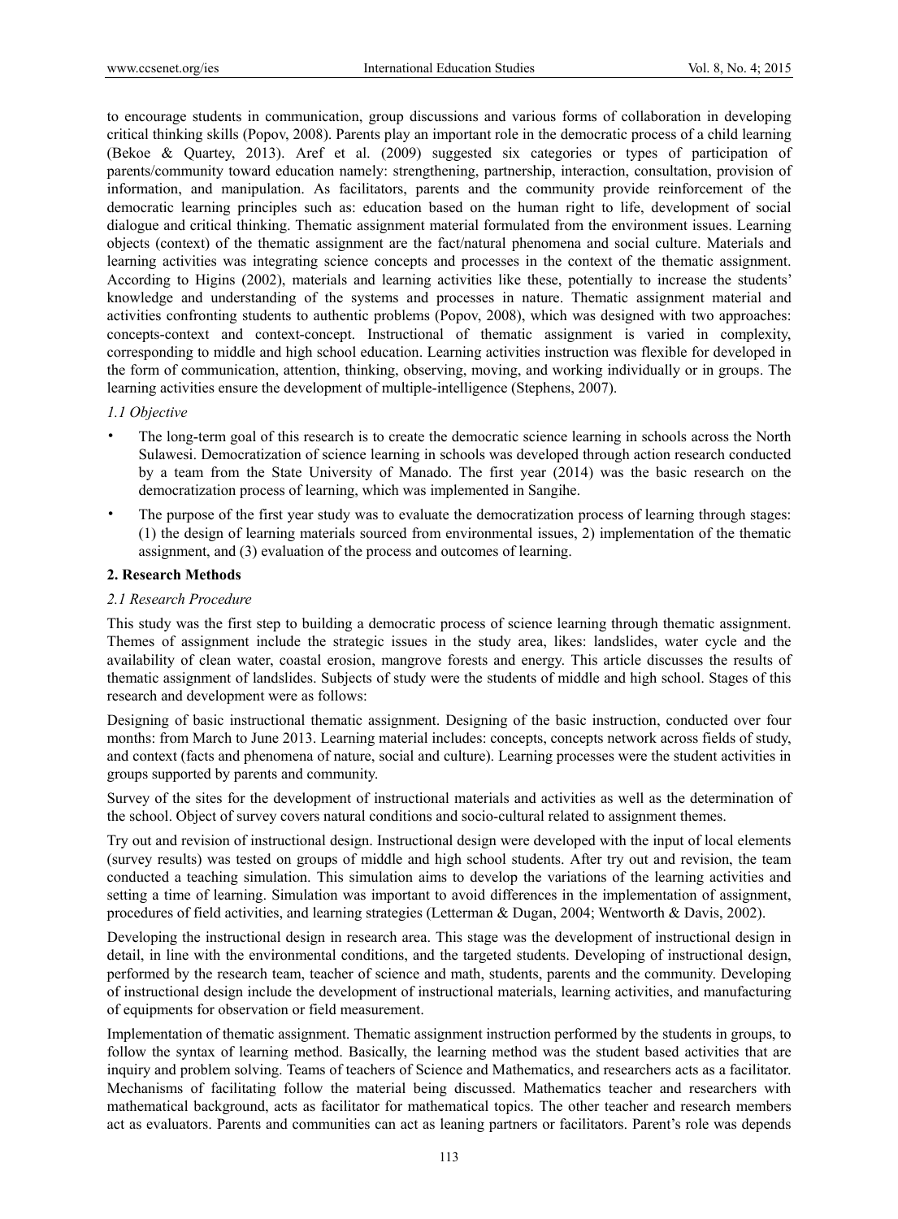to encourage students in communication, group discussions and various forms of collaboration in developing critical thinking skills (Popov, 2008). Parents play an important role in the democratic process of a child learning (Bekoe & Quartey, 2013). Aref et al. (2009) suggested six categories or types of participation of parents/community toward education namely: strengthening, partnership, interaction, consultation, provision of information, and manipulation. As facilitators, parents and the community provide reinforcement of the democratic learning principles such as: education based on the human right to life, development of social dialogue and critical thinking. Thematic assignment material formulated from the environment issues. Learning objects (context) of the thematic assignment are the fact/natural phenomena and social culture. Materials and learning activities was integrating science concepts and processes in the context of the thematic assignment. According to Higins (2002), materials and learning activities like these, potentially to increase the students' knowledge and understanding of the systems and processes in nature. Thematic assignment material and activities confronting students to authentic problems (Popov, 2008), which was designed with two approaches: concepts-context and context-concept. Instructional of thematic assignment is varied in complexity, corresponding to middle and high school education. Learning activities instruction was flexible for developed in the form of communication, attention, thinking, observing, moving, and working individually or in groups. The learning activities ensure the development of multiple-intelligence (Stephens, 2007).

### *1.1 Objective*

- The long-term goal of this research is to create the democratic science learning in schools across the North Sulawesi. Democratization of science learning in schools was developed through action research conducted by a team from the State University of Manado. The first year (2014) was the basic research on the democratization process of learning, which was implemented in Sangihe.
- The purpose of the first year study was to evaluate the democratization process of learning through stages: (1) the design of learning materials sourced from environmental issues, 2) implementation of the thematic assignment, and (3) evaluation of the process and outcomes of learning.

## 2. Research Methods

### *2.1 Research Procedure*

This study was the first step to building a democratic process of science learning through thematic assignment. Themes of assignment include the strategic issues in the study area, likes: landslides, water cycle and the availability of clean water, coastal erosion, mangrove forests and energy. This article discusses the results of thematic assignment of landslides. Subjects of study were the students of middle and high school. Stages of this research and development were as follows:

Designing of basic instructional thematic assignment. Designing of the basic instruction, conducted over four months: from March to June 2013. Learning material includes: concepts, concepts network across fields of study, and context (facts and phenomena of nature, social and culture). Learning processes were the student activities in groups supported by parents and community.

Survey of the sites for the development of instructional materials and activities as well as the determination of the school. Object of survey covers natural conditions and socio-cultural related to assignment themes.

Try out and revision of instructional design. Instructional design were developed with the input of local elements (survey results) was tested on groups of middle and high school students. After try out and revision, the team conducted a teaching simulation. This simulation aims to develop the variations of the learning activities and setting a time of learning. Simulation was important to avoid differences in the implementation of assignment, procedures of field activities, and learning strategies (Letterman & Dugan, 2004; Wentworth & Davis, 2002).

Developing the instructional design in research area. This stage was the development of instructional design in detail, in line with the environmental conditions, and the targeted students. Developing of instructional design, performed by the research team, teacher of science and math, students, parents and the community. Developing of instructional design include the development of instructional materials, learning activities, and manufacturing of equipments for observation or field measurement.

Implementation of thematic assignment. Thematic assignment instruction performed by the students in groups, to follow the syntax of learning method. Basically, the learning method was the student based activities that are inquiry and problem solving. Teams of teachers of Science and Mathematics, and researchers acts as a facilitator. Mechanisms of facilitating follow the material being discussed. Mathematics teacher and researchers with mathematical background, acts as facilitator for mathematical topics. The other teacher and research members act as evaluators. Parents and communities can act as leaning partners or facilitators. Parent's role was depends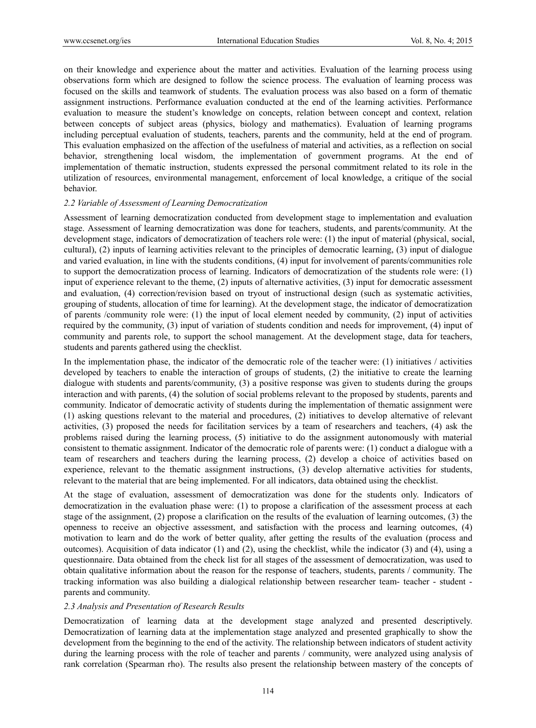on their knowledge and experience about the matter and activities. Evaluation of the learning process using observations form which are designed to follow the science process. The evaluation of learning process was focused on the skills and teamwork of students. The evaluation process was also based on a form of thematic assignment instructions. Performance evaluation conducted at the end of the learning activities. Performance evaluation to measure the student's knowledge on concepts, relation between concept and context, relation between concepts of subject areas (physics, biology and mathematics). Evaluation of learning programs including perceptual evaluation of students, teachers, parents and the community, held at the end of program. This evaluation emphasized on the affection of the usefulness of material and activities, as a reflection on social behavior, strengthening local wisdom, the implementation of government programs. At the end of implementation of thematic instruction, students expressed the personal commitment related to its role in the utilization of resources, environmental management, enforcement of local knowledge, a critique of the social behavior.

### *2.2 Variable of Assessment of Learning Democratization*

Assessment of learning democratization conducted from development stage to implementation and evaluation stage. Assessment of learning democratization was done for teachers, students, and parents/community. At the development stage, indicators of democratization of teachers role were: (1) the input of material (physical, social, cultural), (2) inputs of learning activities relevant to the principles of democratic learning, (3) input of dialogue and varied evaluation, in line with the students conditions, (4) input for involvement of parents/communities role to support the democratization process of learning. Indicators of democratization of the students role were: (1) input of experience relevant to the theme, (2) inputs of alternative activities, (3) input for democratic assessment and evaluation, (4) correction/revision based on tryout of instructional design (such as systematic activities, grouping of students, allocation of time for learning). At the development stage, the indicator of democratization of parents /community role were: (1) the input of local element needed by community, (2) input of activities required by the community, (3) input of variation of students condition and needs for improvement, (4) input of community and parents role, to support the school management. At the development stage, data for teachers, students and parents gathered using the checklist.

In the implementation phase, the indicator of the democratic role of the teacher were: (1) initiatives / activities developed by teachers to enable the interaction of groups of students, (2) the initiative to create the learning dialogue with students and parents/community, (3) a positive response was given to students during the groups interaction and with parents, (4) the solution of social problems relevant to the proposed by students, parents and community. Indicator of democratic activity of students during the implementation of thematic assignment were (1) asking questions relevant to the material and procedures, (2) initiatives to develop alternative of relevant activities, (3) proposed the needs for facilitation services by a team of researchers and teachers, (4) ask the problems raised during the learning process, (5) initiative to do the assignment autonomously with material consistent to thematic assignment. Indicator of the democratic role of parents were: (1) conduct a dialogue with a team of researchers and teachers during the learning process, (2) develop a choice of activities based on experience, relevant to the thematic assignment instructions, (3) develop alternative activities for students, relevant to the material that are being implemented. For all indicators, data obtained using the checklist.

At the stage of evaluation, assessment of democratization was done for the students only. Indicators of democratization in the evaluation phase were: (1) to propose a clarification of the assessment process at each stage of the assignment, (2) propose a clarification on the results of the evaluation of learning outcomes, (3) the openness to receive an objective assessment, and satisfaction with the process and learning outcomes, (4) motivation to learn and do the work of better quality, after getting the results of the evaluation (process and outcomes). Acquisition of data indicator (1) and (2), using the checklist, while the indicator (3) and (4), using a questionnaire. Data obtained from the check list for all stages of the assessment of democratization, was used to obtain qualitative information about the reason for the response of teachers, students, parents / community. The tracking information was also building a dialogical relationship between researcher team- teacher - student - parents and community.

### *2.3 Analysis and Presentation of Research Results*

Democratization of learning data at the development stage analyzed and presented descriptively. Democratization of learning data at the implementation stage analyzed and presented graphically to show the development from the beginning to the end of the activity. The relationship between indicators of student activity during the learning process with the role of teacher and parents / community, were analyzed using analysis of rank correlation (Spearman rho). The results also present the relationship between mastery of the concepts of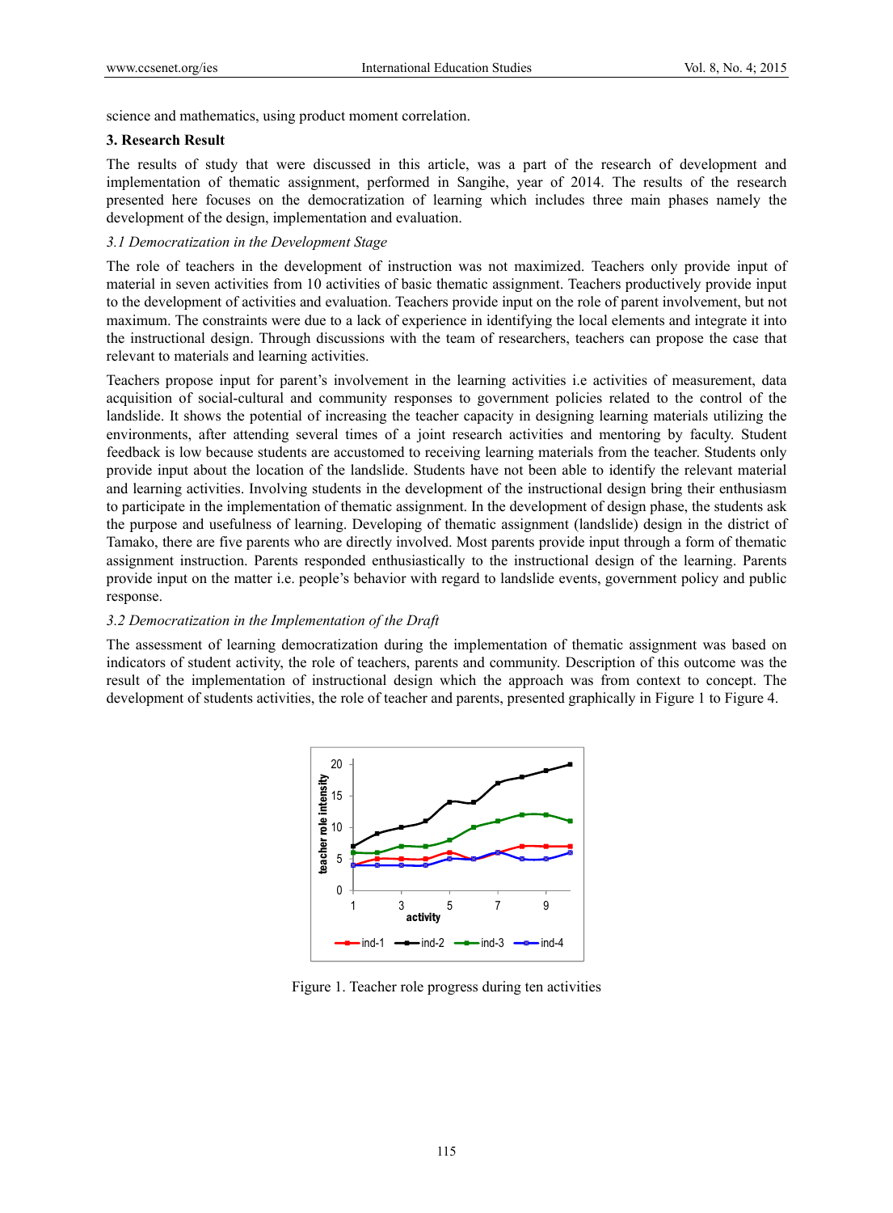science and mathematics, using product moment correlation.

## 3. Research Result

The results of study that were discussed in this article, was a part of the research of development and implementation of thematic assignment, performed in Sangihe, year of 2014. The results of the research presented here focuses on the democratization of learning which includes three main phases namely the development of the design, implementation and evaluation.

### *3.1 Democratization in the Development Stage*

The role of teachers in the development of instruction was not maximized. Teachers only provide input of material in seven activities from 10 activities of basic thematic assignment. Teachers productively provide input to the development of activities and evaluation. Teachers provide input on the role of parent involvement, but not maximum. The constraints were due to a lack of experience in identifying the local elements and integrate it into the instructional design. Through discussions with the team of researchers, teachers can propose the case that relevant to materials and learning activities.

Teachers propose input for parent's involvement in the learning activities i.e activities of measurement, data acquisition of social-cultural and community responses to government policies related to the control of the landslide. It shows the potential of increasing the teacher capacity in designing learning materials utilizing the environments, after attending several times of a joint research activities and mentoring by faculty. Student feedback is low because students are accustomed to receiving learning materials from the teacher. Students only provide input about the location of the landslide. Students have not been able to identify the relevant material and learning activities. Involving students in the development of the instructional design bring their enthusiasm to participate in the implementation of thematic assignment. In the development of design phase, the students ask the purpose and usefulness of learning. Developing of thematic assignment (landslide) design in the district of Tamako, there are five parents who are directly involved. Most parents provide input through a form of thematic assignment instruction. Parents responded enthusiastically to the instructional design of the learning. Parents provide input on the matter i.e. people's behavior with regard to landslide events, government policy and public response.

### *3.2 Democratization in the Implementation of the Draft*

The assessment of learning democratization during the implementation of thematic assignment was based on indicators of student activity, the role of teachers, parents and community. Description of this outcome was the result of the implementation of instructional design which the approach was from context to concept. The development of students activities, the role of teacher and parents, presented graphically in Figure 1 to Figure 4.

Figure 1. Teacher role progress during ten activities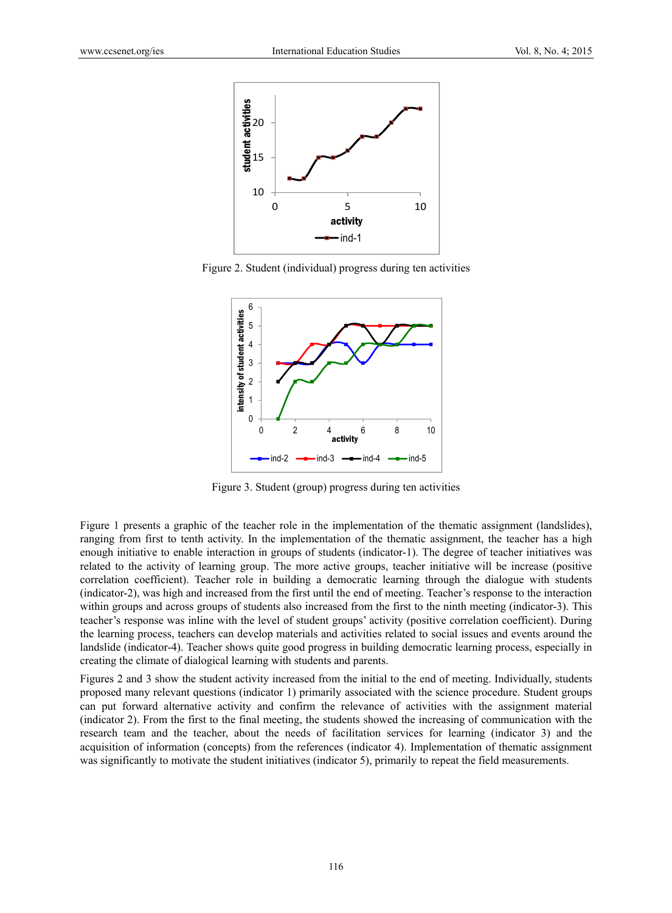Figure 2. Student (individual) progress during ten activities

Figure 3. Student (group) progress during ten activities

Figure 1 presents a graphic of the teacher role in the implementation of the thematic assignment (landslides), ranging from first to tenth activity. In the implementation of the thematic assignment, the teacher has a high enough initiative to enable interaction in groups of students (indicator-1). The degree of teacher initiatives was related to the activity of learning group. The more active groups, teacher initiative will be increase (positive correlation coefficient). Teacher role in building a democratic learning through the dialogue with students (indicator-2), was high and increased from the first until the end of meeting. Teacher's response to the interaction within groups and across groups of students also increased from the first to the ninth meeting (indicator-3). This teacher's response was inline with the level of student groups' activity (positive correlation coefficient). During the learning process, teachers can develop materials and activities related to social issues and events around the landslide (indicator-4). Teacher shows quite good progress in building democratic learning process, especially in creating the climate of dialogical learning with students and parents.

Figures 2 and 3 show the student activity increased from the initial to the end of meeting. Individually, students proposed many relevant questions (indicator 1) primarily associated with the science procedure. Student groups can put forward alternative activity and confirm the relevance of activities with the assignment material (indicator 2). From the first to the final meeting, the students showed the increasing of communication with the research team and the teacher, about the needs of facilitation services for learning (indicator 3) and the acquisition of information (concepts) from the references (indicator 4). Implementation of thematic assignment was significantly to motivate the student initiatives (indicator 5), primarily to repeat the field measurements.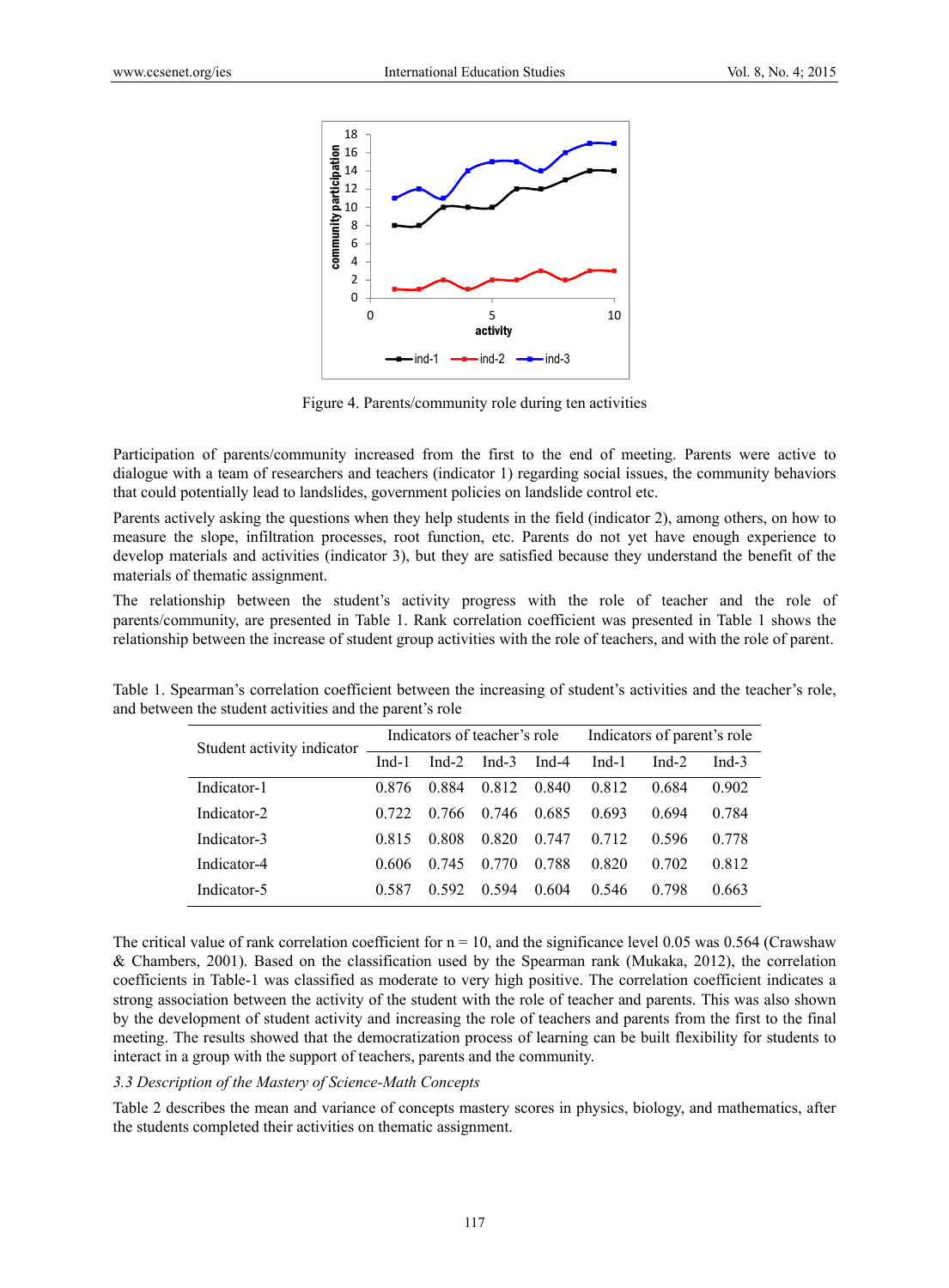Figure 4. Parents/community role during ten activities

Participation of parents/community increased from the first to the end of meeting. Parents were active to dialogue with a team of researchers and teachers (indicator 1) regarding social issues, the community behaviors that could potentially lead to landslides, government policies on landslide control etc.

Parents actively asking the questions when they help students in the field (indicator 2), among others, on how to measure the slope, infiltration processes, root function, etc. Parents do not yet have enough experience to develop materials and activities (indicator 3), but they are satisfied because they understand the benefit of the materials of thematic assignment.

The relationship between the student's activity progress with the role of teacher and the role of parents/community, are presented in Table 1. Rank correlation coefficient was presented in Table 1 shows the relationship between the increase of student group activities with the role of teachers, and with the role of parent.

Table 1. Spearman's correlation coefficient between the increasing of student's activities and the teacher's role, and between the student activities and the parent's role

| Student activity indicator | Indicators of teacher's role | | | | Indicators of parent's role | | |
|---|---|---|---|---|---|---|---|
| | Ind-1 | Ind-2 | Ind-3 | Ind-4 | Ind-1 | Ind-2 | Ind-3 |
| Indicator-1 | 0.876 | 0.884 | 0.812 | 0.840 | 0.812 | 0.684 | 0.902 |
| Indicator-2 | 0.722 | 0.766 | 0.746 | 0.685 | 0.693 | 0.694 | 0.784 |
| Indicator-3 | 0.815 | 0.808 | 0.820 | 0.747 | 0.712 | 0.596 | 0.778 |
| Indicator-4 | 0.606 | 0.745 | 0.770 | 0.788 | 0.820 | 0.702 | 0.812 |
| Indicator-5 | 0.587 | 0.592 | 0.594 | 0.604 | 0.546 | 0.798 | 0.663 |

The critical value of rank correlation coefficient for n = 10, and the significance level 0.05 was 0.564 (Crawshaw & Chambers, 2001). Based on the classification used by the Spearman rank (Mukaka, 2012), the correlation coefficients in Table-1 was classified as moderate to very high positive. The correlation coefficient indicates a strong association between the activity of the student with the role of teacher and parents. This was also shown by the development of student activity and increasing the role of teachers and parents from the first to the final meeting. The results showed that the democratization process of learning can be built flexibility for students to interact in a group with the support of teachers, parents and the community.

### *3.3 Description of the Mastery of Science-Math Concepts*

Table 2 describes the mean and variance of concepts mastery scores in physics, biology, and mathematics, after the students completed their activities on thematic assignment.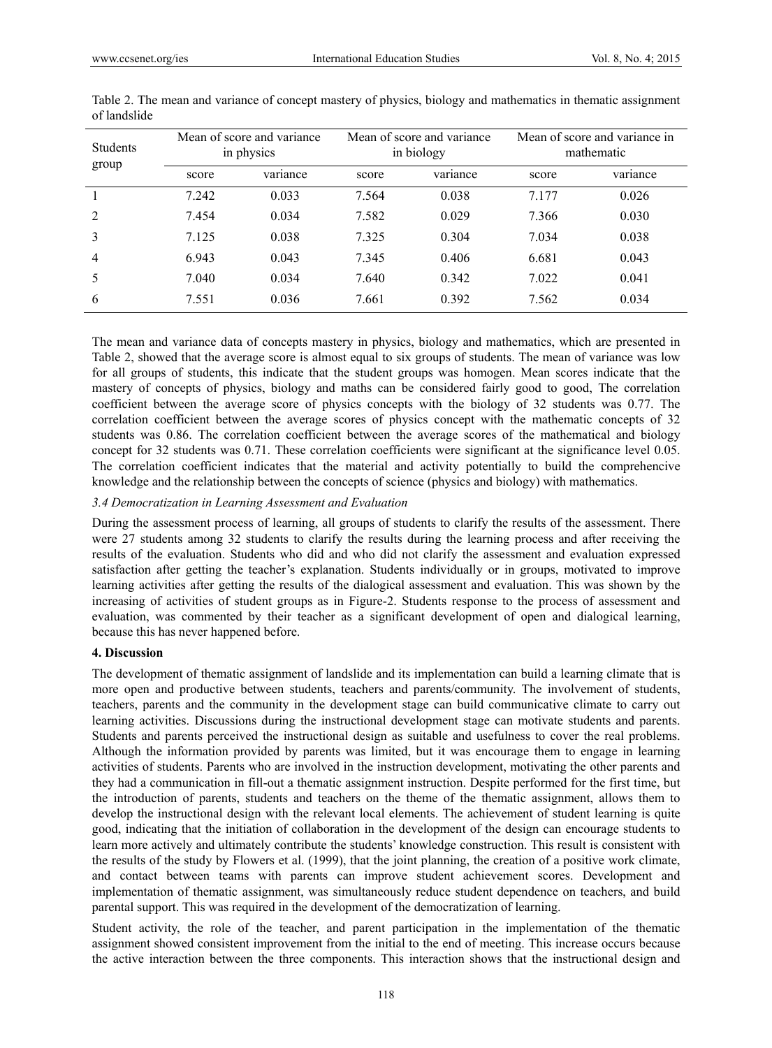Table 2. The mean and variance of concept mastery of physics, biology and mathematics in thematic assignment of landslide

| Students group | Mean of score and variance in physics | | Mean of score and variance in biology | | Mean of score and variance in mathematic | |
|---|---|---|---|---|---|---|
| | score | variance | score | variance | score | variance |
| 1 | 7.242 | 0.033 | 7.564 | 0.038 | 7.177 | 0.026 |
| 2 | 7.454 | 0.034 | 7.582 | 0.029 | 7.366 | 0.030 |
| 3 | 7.125 | 0.038 | 7.325 | 0.304 | 7.034 | 0.038 |
| 4 | 6.943 | 0.043 | 7.345 | 0.406 | 6.681 | 0.043 |
| 5 | 7.040 | 0.034 | 7.640 | 0.342 | 7.022 | 0.041 |
| 6 | 7.551 | 0.036 | 7.661 | 0.392 | 7.562 | 0.034 |

The mean and variance data of concepts mastery in physics, biology and mathematics, which are presented in Table 2, showed that the average score is almost equal to six groups of students. The mean of variance was low for all groups of students, this indicate that the student groups was homogen. Mean scores indicate that the mastery of concepts of physics, biology and maths can be considered fairly good to good, The correlation coefficient between the average score of physics concepts with the biology of 32 students was 0.77. The correlation coefficient between the average scores of physics concept with the mathematic concepts of 32 students was 0.86. The correlation coefficient between the average scores of the mathematical and biology concept for 32 students was 0.71. These correlation coefficients were significant at the significance level 0.05. The correlation coefficient indicates that the material and activity potentially to build the comprehencive knowledge and the relationship between the concepts of science (physics and biology) with mathematics.

### *3.4 Democratization in Learning Assessment and Evaluation*

During the assessment process of learning, all groups of students to clarify the results of the assessment. There were 27 students among 32 students to clarify the results during the learning process and after receiving the results of the evaluation. Students who did and who did not clarify the assessment and evaluation expressed satisfaction after getting the teacher's explanation. Students individually or in groups, motivated to improve learning activities after getting the results of the dialogical assessment and evaluation. This was shown by the increasing of activities of student groups as in Figure-2. Students response to the process of assessment and evaluation, was commented by their teacher as a significant development of open and dialogical learning, because this has never happened before.

## 4. Discussion

The development of thematic assignment of landslide and its implementation can build a learning climate that is more open and productive between students, teachers and parents/community. The involvement of students, teachers, parents and the community in the development stage can build communicative climate to carry out learning activities. Discussions during the instructional development stage can motivate students and parents. Students and parents perceived the instructional design as suitable and usefulness to cover the real problems. Although the information provided by parents was limited, but it was encourage them to engage in learning activities of students. Parents who are involved in the instruction development, motivating the other parents and they had a communication in fill-out a thematic assignment instruction. Despite performed for the first time, but the introduction of parents, students and teachers on the theme of the thematic assignment, allows them to develop the instructional design with the relevant local elements. The achievement of student learning is quite good, indicating that the initiation of collaboration in the development of the design can encourage students to learn more actively and ultimately contribute the students' knowledge construction. This result is consistent with the results of the study by Flowers et al. (1999), that the joint planning, the creation of a positive work climate, and contact between teams with parents can improve student achievement scores. Development and implementation of thematic assignment, was simultaneously reduce student dependence on teachers, and build parental support. This was required in the development of the democratization of learning.

Student activity, the role of the teacher, and parent participation in the implementation of the thematic assignment showed consistent improvement from the initial to the end of meeting. This increase occurs because the active interaction between the three components. This interaction shows that the instructional design and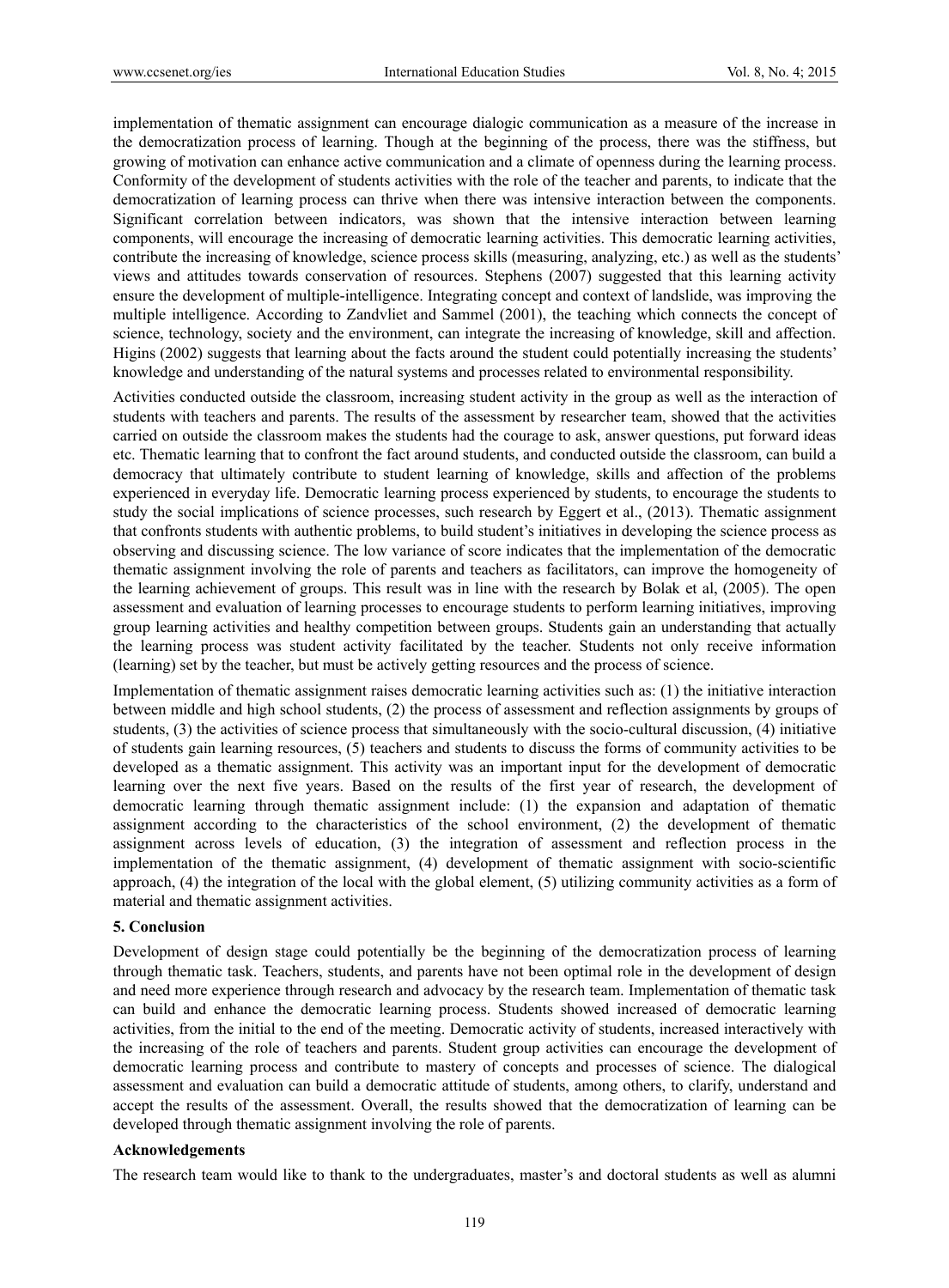implementation of thematic assignment can encourage dialogic communication as a measure of the increase in the democratization process of learning. Though at the beginning of the process, there was the stiffness, but growing of motivation can enhance active communication and a climate of openness during the learning process. Conformity of the development of students activities with the role of the teacher and parents, to indicate that the democratization of learning process can thrive when there was intensive interaction between the components. Significant correlation between indicators, was shown that the intensive interaction between learning components, will encourage the increasing of democratic learning activities. This democratic learning activities, contribute the increasing of knowledge, science process skills (measuring, analyzing, etc.) as well as the students' views and attitudes towards conservation of resources. Stephens (2007) suggested that this learning activity ensure the development of multiple-intelligence. Integrating concept and context of landslide, was improving the multiple intelligence. According to Zandvliet and Sammel (2001), the teaching which connects the concept of science, technology, society and the environment, can integrate the increasing of knowledge, skill and affection. Higins (2002) suggests that learning about the facts around the student could potentially increasing the students' knowledge and understanding of the natural systems and processes related to environmental responsibility.

Activities conducted outside the classroom, increasing student activity in the group as well as the interaction of students with teachers and parents. The results of the assessment by researcher team, showed that the activities carried on outside the classroom makes the students had the courage to ask, answer questions, put forward ideas etc. Thematic learning that to confront the fact around students, and conducted outside the classroom, can build a democracy that ultimately contribute to student learning of knowledge, skills and affection of the problems experienced in everyday life. Democratic learning process experienced by students, to encourage the students to study the social implications of science processes, such research by Eggert et al., (2013). Thematic assignment that confronts students with authentic problems, to build student's initiatives in developing the science process as observing and discussing science. The low variance of score indicates that the implementation of the democratic thematic assignment involving the role of parents and teachers as facilitators, can improve the homogeneity of the learning achievement of groups. This result was in line with the research by Bolak et al, (2005). The open assessment and evaluation of learning processes to encourage students to perform learning initiatives, improving group learning activities and healthy competition between groups. Students gain an understanding that actually the learning process was student activity facilitated by the teacher. Students not only receive information (learning) set by the teacher, but must be actively getting resources and the process of science.

Implementation of thematic assignment raises democratic learning activities such as: (1) the initiative interaction between middle and high school students, (2) the process of assessment and reflection assignments by groups of students, (3) the activities of science process that simultaneously with the socio-cultural discussion, (4) initiative of students gain learning resources, (5) teachers and students to discuss the forms of community activities to be developed as a thematic assignment. This activity was an important input for the development of democratic learning over the next five years. Based on the results of the first year of research, the development of democratic learning through thematic assignment include: (1) the expansion and adaptation of thematic assignment according to the characteristics of the school environment, (2) the development of thematic assignment across levels of education, (3) the integration of assessment and reflection process in the implementation of the thematic assignment, (4) development of thematic assignment with socio-scientific approach, (4) the integration of the local with the global element, (5) utilizing community activities as a form of material and thematic assignment activities.

## 5. Conclusion

Development of design stage could potentially be the beginning of the democratization process of learning through thematic task. Teachers, students, and parents have not been optimal role in the development of design and need more experience through research and advocacy by the research team. Implementation of thematic task can build and enhance the democratic learning process. Students showed increased of democratic learning activities, from the initial to the end of the meeting. Democratic activity of students, increased interactively with the increasing of the role of teachers and parents. Student group activities can encourage the development of democratic learning process and contribute to mastery of concepts and processes of science. The dialogical assessment and evaluation can build a democratic attitude of students, among others, to clarify, understand and accept the results of the assessment. Overall, the results showed that the democratization of learning can be developed through thematic assignment involving the role of parents.

## Acknowledgements

The research team would like to thank to the undergraduates, master's and doctoral students as well as alumni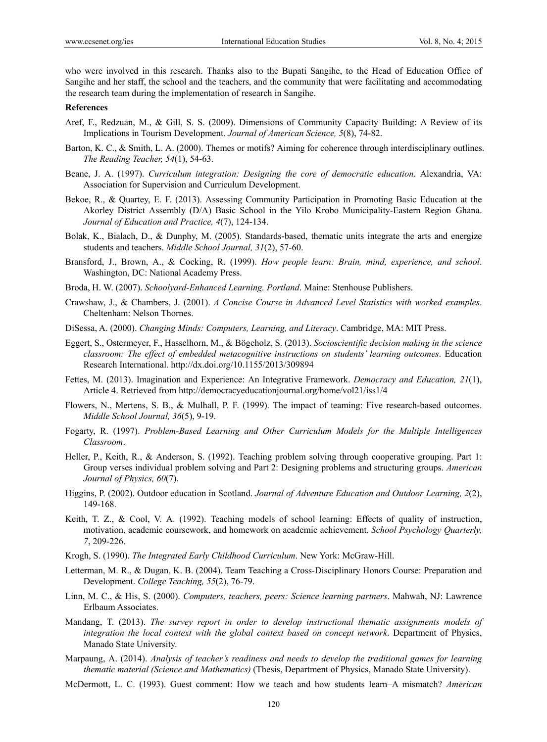who were involved in this research. Thanks also to the Bupati Sangihe, to the Head of Education Office of Sangihe and her staff, the school and the teachers, and the community that were facilitating and accommodating the research team during the implementation of research in Sangihe.

**References**

Aref, F., Redzuan, M., & Gill, S. S. (2009). Dimensions of Community Capacity Building: A Review of its Implications in Tourism Development. *Journal of American Science, 5*(8), 74-82.

Barton, K. C., & Smith, L. A. (2000). Themes or motifs? Aiming for coherence through interdisciplinary outlines. *The Reading Teacher, 54*(1), 54-63.

Beane, J. A. (1997). *Curriculum integration: Designing the core of democratic education*. Alexandria, VA: Association for Supervision and Curriculum Development.

Bekoe, R., & Quartey, E. F. (2013). Assessing Community Participation in Promoting Basic Education at the Akorley District Assembly (D/A) Basic School in the Yilo Krobo Municipality-Eastern Region–Ghana. *Journal of Education and Practice, 4*(7), 124-134.

Bolak, K., Bialach, D., & Dunphy, M. (2005). Standards-based, thematic units integrate the arts and energize students and teachers. *Middle School Journal, 31*(2), 57-60.

Bransford, J., Brown, A., & Cocking, R. (1999). *How people learn: Brain, mind, experience, and school*. Washington, DC: National Academy Press.

Broda, H. W. (2007). *Schoolyard-Enhanced Learning. Portland*. Maine: Stenhouse Publishers.

Crawshaw, J., & Chambers, J. (2001). *A Concise Course in Advanced Level Statistics with worked examples*. Cheltenham: Nelson Thornes.

DiSessa, A. (2000). *Changing Minds: Computers, Learning, and Literacy*. Cambridge, MA: MIT Press.

Eggert, S., Ostermeyer, F., Hasselhorn, M., & Bögeholz, S. (2013). *Socioscientific decision making in the science classroom: The effect of embedded metacognitive instructions on students' learning outcomes*. Education Research International. http://dx.doi.org/10.1155/2013/309894

Fettes, M. (2013). Imagination and Experience: An Integrative Framework. *Democracy and Education, 21*(1), Article 4. Retrieved from http://democracyeducationjournal.org/home/vol21/iss1/4

Flowers, N., Mertens, S. B., & Mulhall, P. F. (1999). The impact of teaming: Five research-based outcomes. *Middle School Journal, 36*(5), 9-19.

Fogarty, R. (1997). *Problem-Based Learning and Other Curriculum Models for the Multiple Intelligences Classroom*.

Heller, P., Keith, R., & Anderson, S. (1992). Teaching problem solving through cooperative grouping. Part 1: Group verses individual problem solving and Part 2: Designing problems and structuring groups. *American Journal of Physics, 60*(7).

Higgins, P. (2002). Outdoor education in Scotland. *Journal of Adventure Education and Outdoor Learning, 2*(2), 149-168.

Keith, T. Z., & Cool, V. A. (1992). Teaching models of school learning: Effects of quality of instruction, motivation, academic coursework, and homework on academic achievement. *School Psychology Quarterly, 7*, 209-226.

Krogh, S. (1990). *The Integrated Early Childhood Curriculum*. New York: McGraw-Hill.

Letterman, M. R., & Dugan, K. B. (2004). Team Teaching a Cross-Disciplinary Honors Course: Preparation and Development. *College Teaching, 55*(2), 76-79.

Linn, M. C., & His, S. (2000). *Computers, teachers, peers: Science learning partners*. Mahwah, NJ: Lawrence Erlbaum Associates.

Mandang, T. (2013). *The survey report in order to develop instructional thematic assignments models of integration the local context with the global context based on concept network*. Department of Physics, Manado State University.

Marpaung, A. (2014). *Analysis of teacher's readiness and needs to develop the traditional games for learning thematic material (Science and Mathematics)* (Thesis, Department of Physics, Manado State University).

McDermott, L. C. (1993). Guest comment: How we teach and how students learn–A mismatch? *American*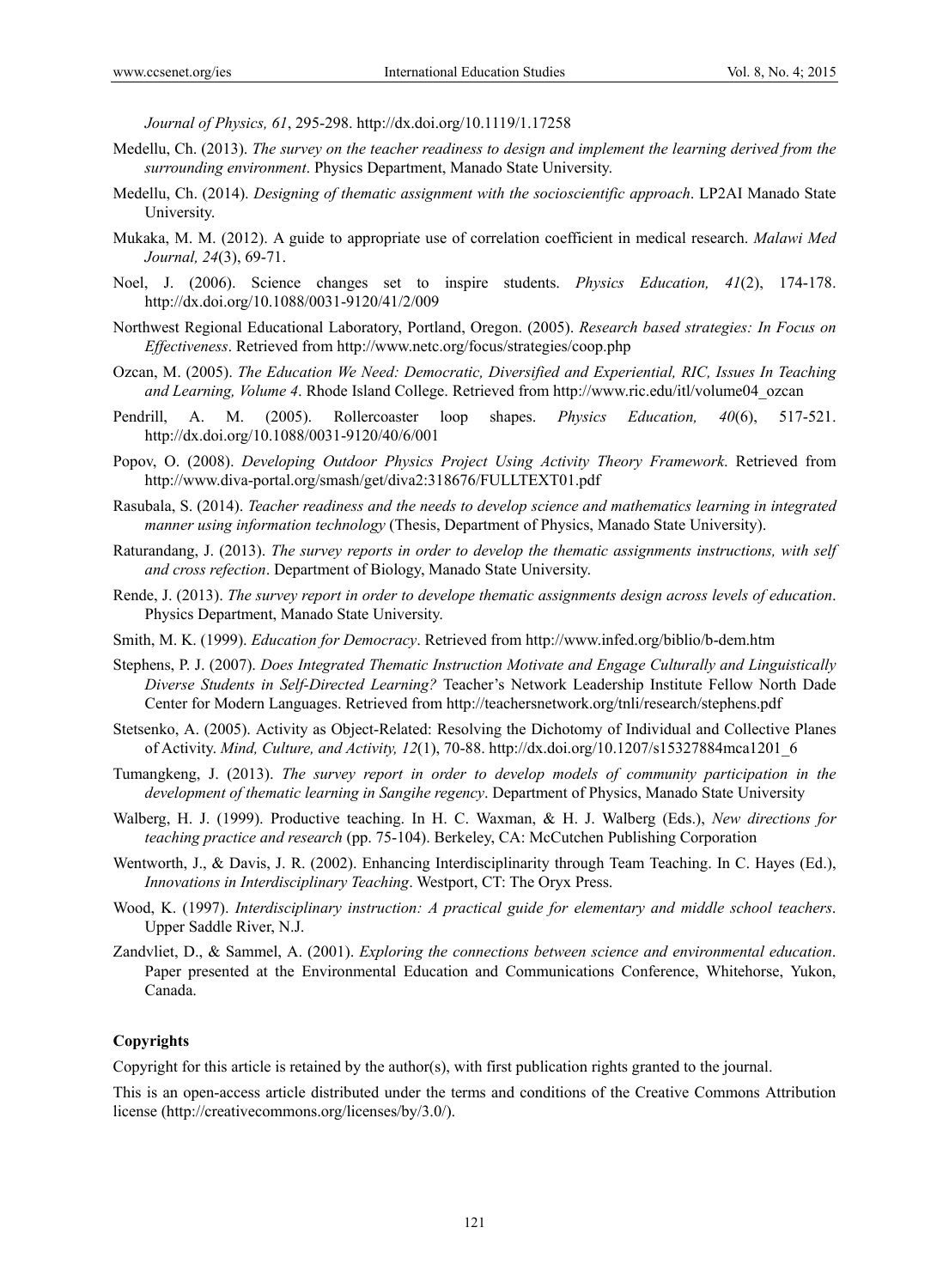*Journal of Physics, 61*, 295-298. http://dx.doi.org/10.1119/1.17258

Medellu, Ch. (2013). *The survey on the teacher readiness to design and implement the learning derived from the surrounding environment*. Physics Department, Manado State University.

Medellu, Ch. (2014). *Designing of thematic assignment with the socioscientific approach*. LP2AI Manado State University.

Mukaka, M. M. (2012). A guide to appropriate use of correlation coefficient in medical research. *Malawi Med Journal, 24*(3), 69-71.

Noel, J. (2006). Science changes set to inspire students. *Physics Education, 41*(2), 174-178. http://dx.doi.org/10.1088/0031-9120/41/2/009

Northwest Regional Educational Laboratory, Portland, Oregon. (2005). *Research based strategies: In Focus on Effectiveness*. Retrieved from http://www.netc.org/focus/strategies/coop.php

Ozcan, M. (2005). *The Education We Need: Democratic, Diversified and Experiential, RIC, Issues In Teaching and Learning, Volume 4*. Rhode Island College. Retrieved from http://www.ric.edu/itl/volume04_ozcan

Pendrill, A. M. (2005). Rollercoaster loop shapes. *Physics Education, 40*(6), 517-521. http://dx.doi.org/10.1088/0031-9120/40/6/001

Popov, O. (2008). *Developing Outdoor Physics Project Using Activity Theory Framework*. Retrieved from http://www.diva-portal.org/smash/get/diva2:318676/FULLTEXT01.pdf

Rasubala, S. (2014). *Teacher readiness and the needs to develop science and mathematics learning in integrated manner using information technology* (Thesis, Department of Physics, Manado State University).

Raturandang, J. (2013). *The survey reports in order to develop the thematic assignments instructions, with self and cross refection*. Department of Biology, Manado State University.

Rende, J. (2013). *The survey report in order to develope thematic assignments design across levels of education*. Physics Department, Manado State University.

Smith, M. K. (1999). *Education for Democracy*. Retrieved from http://www.infed.org/biblio/b-dem.htm

Stephens, P. J. (2007). *Does Integrated Thematic Instruction Motivate and Engage Culturally and Linguistically Diverse Students in Self-Directed Learning?* Teacher's Network Leadership Institute Fellow North Dade Center for Modern Languages. Retrieved from http://teachersnetwork.org/tnli/research/stephens.pdf

Stetsenko, A. (2005). Activity as Object-Related: Resolving the Dichotomy of Individual and Collective Planes of Activity. *Mind, Culture, and Activity, 12*(1), 70-88. http://dx.doi.org/10.1207/s15327884mca1201_6

Tumangkeng, J. (2013). *The survey report in order to develop models of community participation in the development of thematic learning in Sangihe regency*. Department of Physics, Manado State University

Walberg, H. J. (1999). Productive teaching. In H. C. Waxman, & H. J. Walberg (Eds.), *New directions for teaching practice and research* (pp. 75-104). Berkeley, CA: McCutchen Publishing Corporation

Wentworth, J., & Davis, J. R. (2002). Enhancing Interdisciplinarity through Team Teaching. In C. Hayes (Ed.), *Innovations in Interdisciplinary Teaching*. Westport, CT: The Oryx Press.

Wood, K. (1997). *Interdisciplinary instruction: A practical guide for elementary and middle school teachers*. Upper Saddle River, N.J.

Zandvliet, D., & Sammel, A. (2001). *Exploring the connections between science and environmental education*. Paper presented at the Environmental Education and Communications Conference, Whitehorse, Yukon, Canada.

**Copyrights**

Copyright for this article is retained by the author(s), with first publication rights granted to the journal.

This is an open-access article distributed under the terms and conditions of the Creative Commons Attribution license (http://creativecommons.org/licenses/by/3.0/).